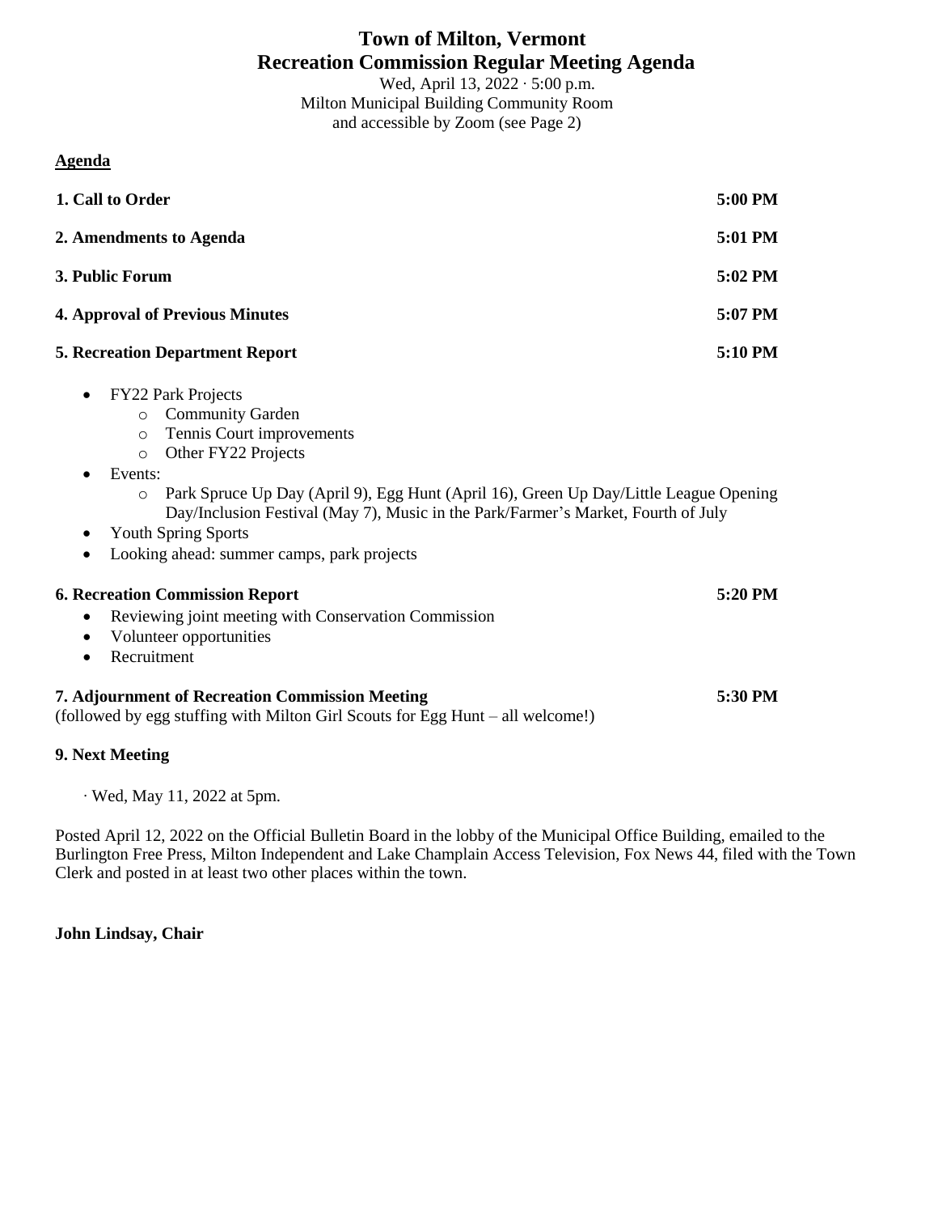# Town of Milton, Vermont
# Recreation Commission Regular Meeting Agenda

Wed, April 13, 2022 · 5:00 p.m.
Milton Municipal Building Community Room
and accessible by Zoom (see Page 2)

**Agenda**

| | |
|---|---|
| **1. Call to Order** | **5:00 PM** |
| **2. Amendments to Agenda** | **5:01 PM** |
| **3. Public Forum** | **5:02 PM** |
| **4. Approval of Previous Minutes** | **5:07 PM** |
| **5. Recreation Department Report** | **5:10 PM** |

- FY22 Park Projects
  - Community Garden
  - Tennis Court improvements
  - Other FY22 Projects
- Events:
  - Park Spruce Up Day (April 9), Egg Hunt (April 16), Green Up Day/Little League Opening Day/Inclusion Festival (May 7), Music in the Park/Farmer's Market, Fourth of July
- Youth Spring Sports
- Looking ahead: summer camps, park projects

**6. Recreation Commission Report** **5:20 PM**

- Reviewing joint meeting with Conservation Commission
- Volunteer opportunities
- Recruitment

**7. Adjournment of Recreation Commission Meeting** **5:30 PM**
(followed by egg stuffing with Milton Girl Scouts for Egg Hunt – all welcome!)

**9. Next Meeting**

· Wed, May 11, 2022 at 5pm.

Posted April 12, 2022 on the Official Bulletin Board in the lobby of the Municipal Office Building, emailed to the Burlington Free Press, Milton Independent and Lake Champlain Access Television, Fox News 44, filed with the Town Clerk and posted in at least two other places within the town.

**John Lindsay, Chair**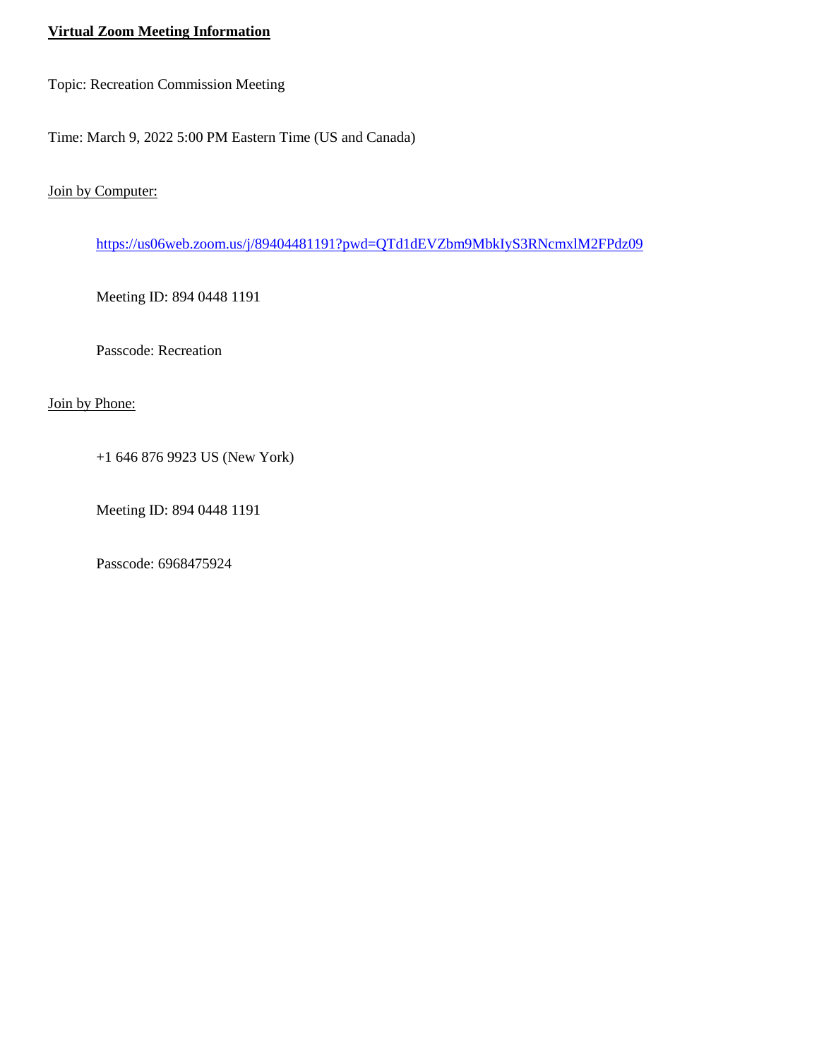**Virtual Zoom Meeting Information**

Topic: Recreation Commission Meeting

Time: March 9, 2022 5:00 PM Eastern Time (US and Canada)

Join by Computer:

https://us06web.zoom.us/j/89404481191?pwd=QTd1dEVZbm9MbkIyS3RNcmxlM2FPdz09

Meeting ID: 894 0448 1191

Passcode: Recreation

Join by Phone:

+1 646 876 9923 US (New York)

Meeting ID: 894 0448 1191

Passcode: 6968475924